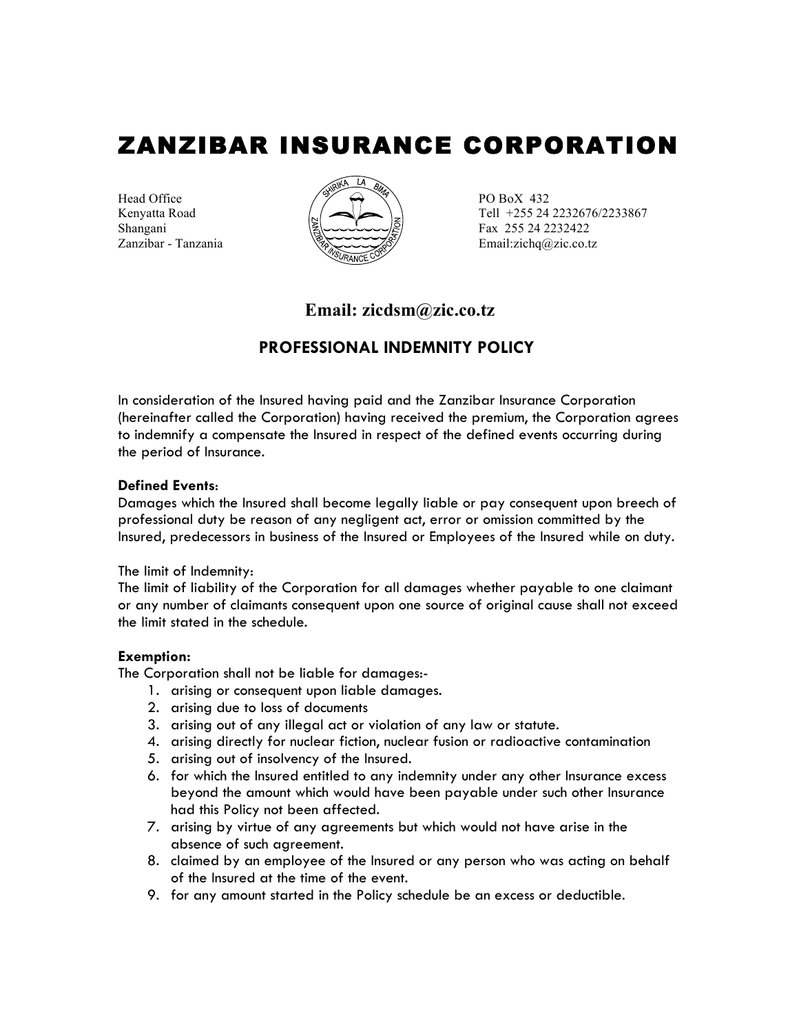# ZANZIBAR INSURANCE CORPORATION

Head Office
Kenyatta Road
Shangani
Zanzibar - Tanzania

PO BoX 432
Tell +255 24 2232676/2233867
Fax 255 24 2232422
Email:zichq@zic.co.tz

**Email: zicdsm@zic.co.tz**

## PROFESSIONAL INDEMNITY POLICY

In consideration of the Insured having paid and the Zanzibar Insurance Corporation (hereinafter called the Corporation) having received the premium, the Corporation agrees to indemnify a compensate the Insured in respect of the defined events occurring during the period of Insurance.

**Defined Events**:
Damages which the Insured shall become legally liable or pay consequent upon breech of professional duty be reason of any negligent act, error or omission committed by the Insured, predecessors in business of the Insured or Employees of the Insured while on duty.

The limit of Indemnity:
The limit of liability of the Corporation for all damages whether payable to one claimant or any number of claimants consequent upon one source of original cause shall not exceed the limit stated in the schedule.

**Exemption:**
The Corporation shall not be liable for damages:-

1. arising or consequent upon liable damages.
2. arising due to loss of documents
3. arising out of any illegal act or violation of any law or statute.
4. arising directly for nuclear fiction, nuclear fusion or radioactive contamination
5. arising out of insolvency of the Insured.
6. for which the Insured entitled to any indemnity under any other Insurance excess beyond the amount which would have been payable under such other Insurance had this Policy not been affected.
7. arising by virtue of any agreements but which would not have arise in the absence of such agreement.
8. claimed by an employee of the Insured or any person who was acting on behalf of the Insured at the time of the event.
9. for any amount started in the Policy schedule be an excess or deductible.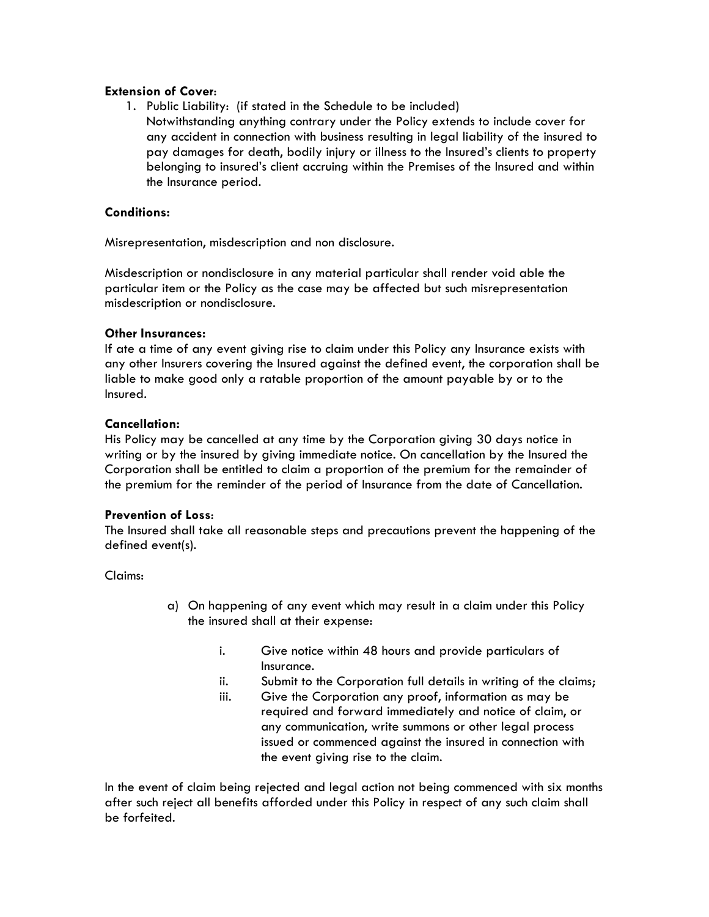**Extension of Cover**:

1. Public Liability: (if stated in the Schedule to be included)
   Notwithstanding anything contrary under the Policy extends to include cover for any accident in connection with business resulting in legal liability of the insured to pay damages for death, bodily injury or illness to the Insured's clients to property belonging to insured's client accruing within the Premises of the Insured and within the Insurance period.

**Conditions:**

Misrepresentation, misdescription and non disclosure.

Misdescription or nondisclosure in any material particular shall render void able the particular item or the Policy as the case may be affected but such misrepresentation misdescription or nondisclosure.

**Other Insurances:**

If ate a time of any event giving rise to claim under this Policy any Insurance exists with any other Insurers covering the Insured against the defined event, the corporation shall be liable to make good only a ratable proportion of the amount payable by or to the Insured.

**Cancellation:**

His Policy may be cancelled at any time by the Corporation giving 30 days notice in writing or by the insured by giving immediate notice. On cancellation by the Insured the Corporation shall be entitled to claim a proportion of the premium for the remainder of the premium for the reminder of the period of Insurance from the date of Cancellation.

**Prevention of Loss**:

The Insured shall take all reasonable steps and precautions prevent the happening of the defined event(s).

Claims:

a) On happening of any event which may result in a claim under this Policy the insured shall at their expense:

   i. Give notice within 48 hours and provide particulars of Insurance.
   ii. Submit to the Corporation full details in writing of the claims;
   iii. Give the Corporation any proof, information as may be required and forward immediately and notice of claim, or any communication, write summons or other legal process issued or commenced against the insured in connection with the event giving rise to the claim.

In the event of claim being rejected and legal action not being commenced with six months after such reject all benefits afforded under this Policy in respect of any such claim shall be forfeited.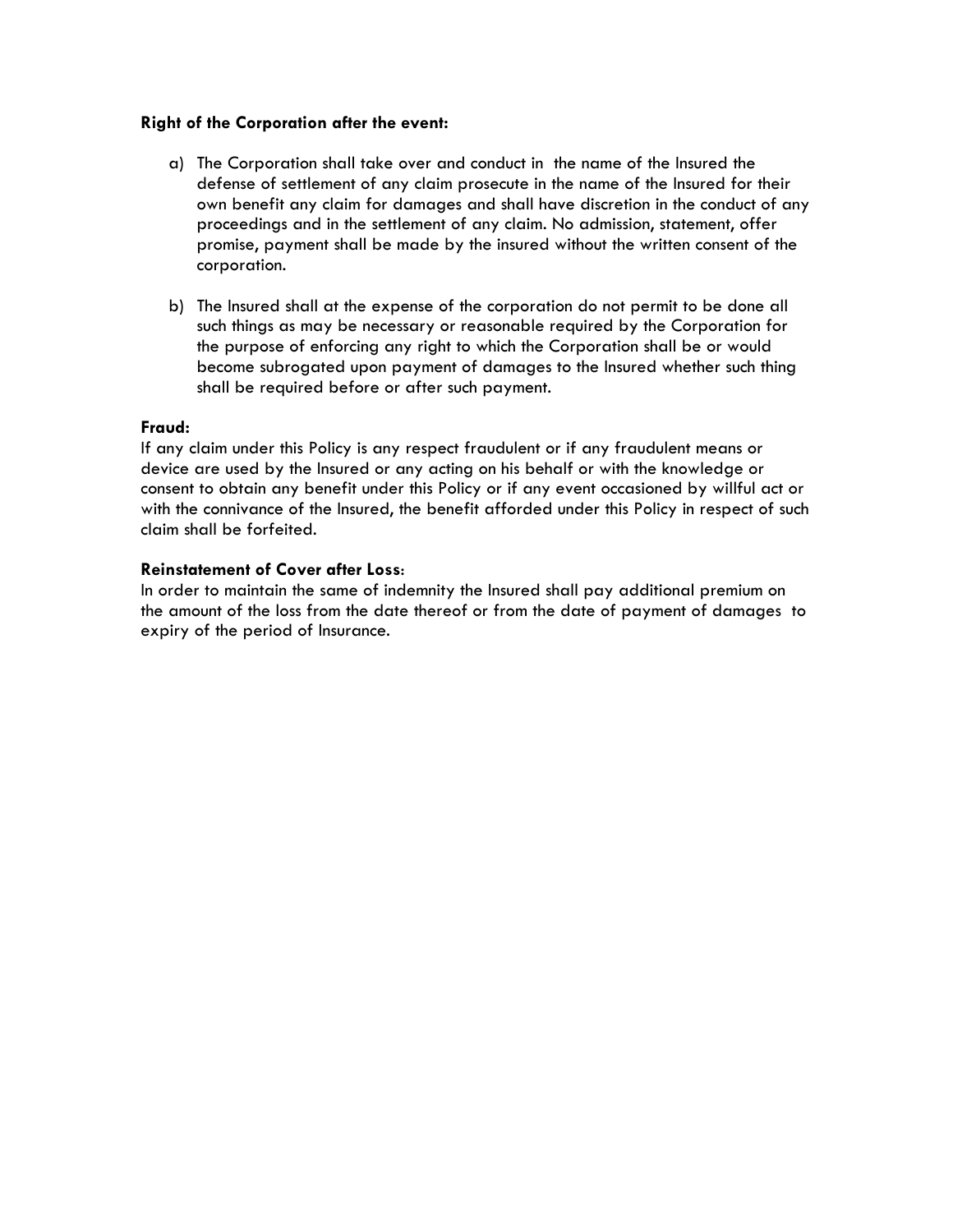**Right of the Corporation after the event:**

a) The Corporation shall take over and conduct in the name of the Insured the defense of settlement of any claim prosecute in the name of the Insured for their own benefit any claim for damages and shall have discretion in the conduct of any proceedings and in the settlement of any claim. No admission, statement, offer promise, payment shall be made by the insured without the written consent of the corporation.

b) The Insured shall at the expense of the corporation do not permit to be done all such things as may be necessary or reasonable required by the Corporation for the purpose of enforcing any right to which the Corporation shall be or would become subrogated upon payment of damages to the Insured whether such thing shall be required before or after such payment.

**Fraud:**
If any claim under this Policy is any respect fraudulent or if any fraudulent means or device are used by the Insured or any acting on his behalf or with the knowledge or consent to obtain any benefit under this Policy or if any event occasioned by willful act or with the connivance of the Insured, the benefit afforded under this Policy in respect of such claim shall be forfeited.

**Reinstatement of Cover after Loss**:
In order to maintain the same of indemnity the Insured shall pay additional premium on the amount of the loss from the date thereof or from the date of payment of damages to expiry of the period of Insurance.